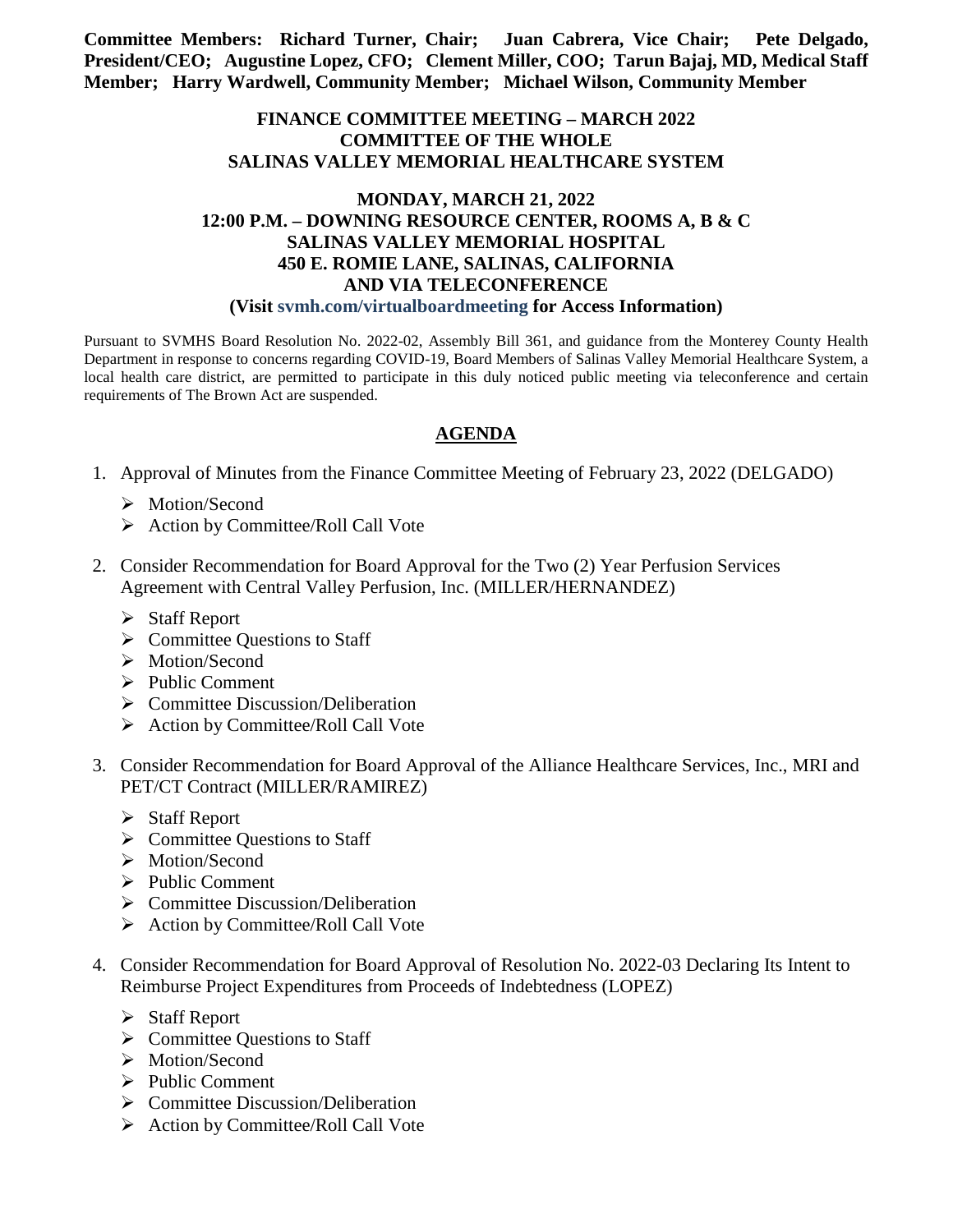**Committee Members: Richard Turner, Chair; Juan Cabrera, Vice Chair; Pete Delgado, President/CEO; Augustine Lopez, CFO; Clement Miller, COO; Tarun Bajaj, MD, Medical Staff Member; Harry Wardwell, Community Member; Michael Wilson, Community Member**

**FINANCE COMMITTEE MEETING – MARCH 2022**
**COMMITTEE OF THE WHOLE**
**SALINAS VALLEY MEMORIAL HEALTHCARE SYSTEM**

**MONDAY, MARCH 21, 2022**
**12:00 P.M. – DOWNING RESOURCE CENTER, ROOMS A, B & C**
**SALINAS VALLEY MEMORIAL HOSPITAL**
**450 E. ROMIE LANE, SALINAS, CALIFORNIA**
**AND VIA TELECONFERENCE**
**(Visit svmh.com/virtualboardmeeting for Access Information)**

Pursuant to SVMHS Board Resolution No. 2022-02, Assembly Bill 361, and guidance from the Monterey County Health Department in response to concerns regarding COVID-19, Board Members of Salinas Valley Memorial Healthcare System, a local health care district, are permitted to participate in this duly noticed public meeting via teleconference and certain requirements of The Brown Act are suspended.

## AGENDA

1. Approval of Minutes from the Finance Committee Meeting of February 23, 2022 (DELGADO)
   - Motion/Second
   - Action by Committee/Roll Call Vote

2. Consider Recommendation for Board Approval for the Two (2) Year Perfusion Services Agreement with Central Valley Perfusion, Inc. (MILLER/HERNANDEZ)
   - Staff Report
   - Committee Questions to Staff
   - Motion/Second
   - Public Comment
   - Committee Discussion/Deliberation
   - Action by Committee/Roll Call Vote

3. Consider Recommendation for Board Approval of the Alliance Healthcare Services, Inc., MRI and PET/CT Contract (MILLER/RAMIREZ)
   - Staff Report
   - Committee Questions to Staff
   - Motion/Second
   - Public Comment
   - Committee Discussion/Deliberation
   - Action by Committee/Roll Call Vote

4. Consider Recommendation for Board Approval of Resolution No. 2022-03 Declaring Its Intent to Reimburse Project Expenditures from Proceeds of Indebtedness (LOPEZ)
   - Staff Report
   - Committee Questions to Staff
   - Motion/Second
   - Public Comment
   - Committee Discussion/Deliberation
   - Action by Committee/Roll Call Vote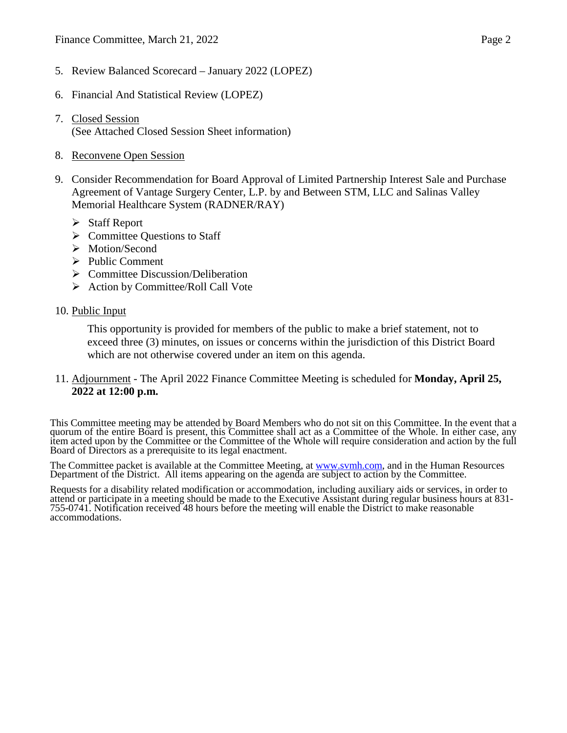5. Review Balanced Scorecard – January 2022 (LOPEZ)

6. Financial And Statistical Review (LOPEZ)

7. Closed Session
   (See Attached Closed Session Sheet information)

8. Reconvene Open Session

9. Consider Recommendation for Board Approval of Limited Partnership Interest Sale and Purchase Agreement of Vantage Surgery Center, L.P. by and Between STM, LLC and Salinas Valley Memorial Healthcare System (RADNER/RAY)

   - Staff Report
   - Committee Questions to Staff
   - Motion/Second
   - Public Comment
   - Committee Discussion/Deliberation
   - Action by Committee/Roll Call Vote

10. Public Input

    This opportunity is provided for members of the public to make a brief statement, not to exceed three (3) minutes, on issues or concerns within the jurisdiction of this District Board which are not otherwise covered under an item on this agenda.

11. Adjournment - The April 2022 Finance Committee Meeting is scheduled for **Monday, April 25, 2022 at 12:00 p.m.**

This Committee meeting may be attended by Board Members who do not sit on this Committee. In the event that a quorum of the entire Board is present, this Committee shall act as a Committee of the Whole. In either case, any item acted upon by the Committee or the Committee of the Whole will require consideration and action by the full Board of Directors as a prerequisite to its legal enactment.

The Committee packet is available at the Committee Meeting, at www.svmh.com, and in the Human Resources Department of the District. All items appearing on the agenda are subject to action by the Committee.

Requests for a disability related modification or accommodation, including auxiliary aids or services, in order to attend or participate in a meeting should be made to the Executive Assistant during regular business hours at 831-755-0741. Notification received 48 hours before the meeting will enable the District to make reasonable accommodations.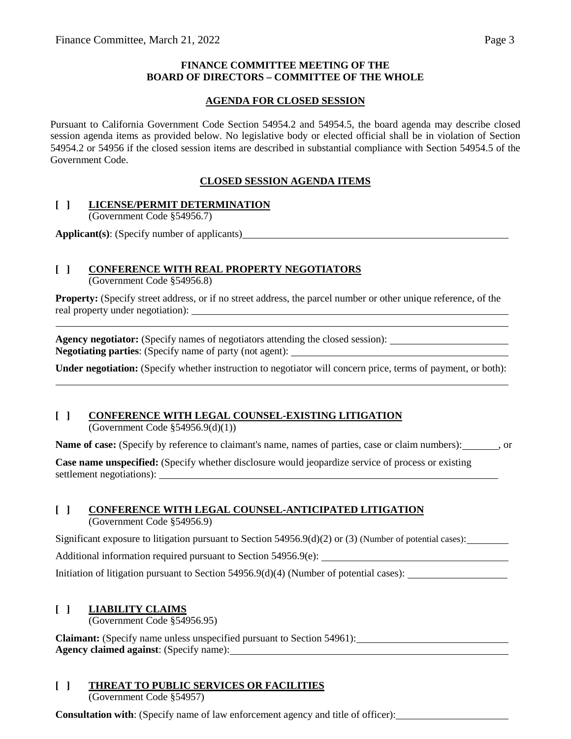**FINANCE COMMITTEE MEETING OF THE**
**BOARD OF DIRECTORS – COMMITTEE OF THE WHOLE**

**AGENDA FOR CLOSED SESSION**

Pursuant to California Government Code Section 54954.2 and 54954.5, the board agenda may describe closed session agenda items as provided below. No legislative body or elected official shall be in violation of Section 54954.2 or 54956 if the closed session items are described in substantial compliance with Section 54954.5 of the Government Code.

**CLOSED SESSION AGENDA ITEMS**

**[ ] LICENSE/PERMIT DETERMINATION**
(Government Code §54956.7)

**Applicant(s)**: (Specify number of applicants)

**[ ] CONFERENCE WITH REAL PROPERTY NEGOTIATORS**
(Government Code §54956.8)

**Property:** (Specify street address, or if no street address, the parcel number or other unique reference, of the real property under negotiation):

**Agency negotiator:** (Specify names of negotiators attending the closed session):
**Negotiating parties**: (Specify name of party (not agent):

**Under negotiation:** (Specify whether instruction to negotiator will concern price, terms of payment, or both):

**[ ] CONFERENCE WITH LEGAL COUNSEL-EXISTING LITIGATION**
(Government Code §54956.9(d)(1))

**Name of case:** (Specify by reference to claimant's name, names of parties, case or claim numbers): , or

**Case name unspecified:** (Specify whether disclosure would jeopardize service of process or existing settlement negotiations):

**[ ] CONFERENCE WITH LEGAL COUNSEL-ANTICIPATED LITIGATION**
(Government Code §54956.9)

Significant exposure to litigation pursuant to Section 54956.9(d)(2) or (3) (Number of potential cases):

Additional information required pursuant to Section 54956.9(e):

Initiation of litigation pursuant to Section 54956.9(d)(4) (Number of potential cases):

**[ ] LIABILITY CLAIMS**
(Government Code §54956.95)

**Claimant:** (Specify name unless unspecified pursuant to Section 54961):
**Agency claimed against**: (Specify name):

**[ ] THREAT TO PUBLIC SERVICES OR FACILITIES**
(Government Code §54957)

**Consultation with**: (Specify name of law enforcement agency and title of officer):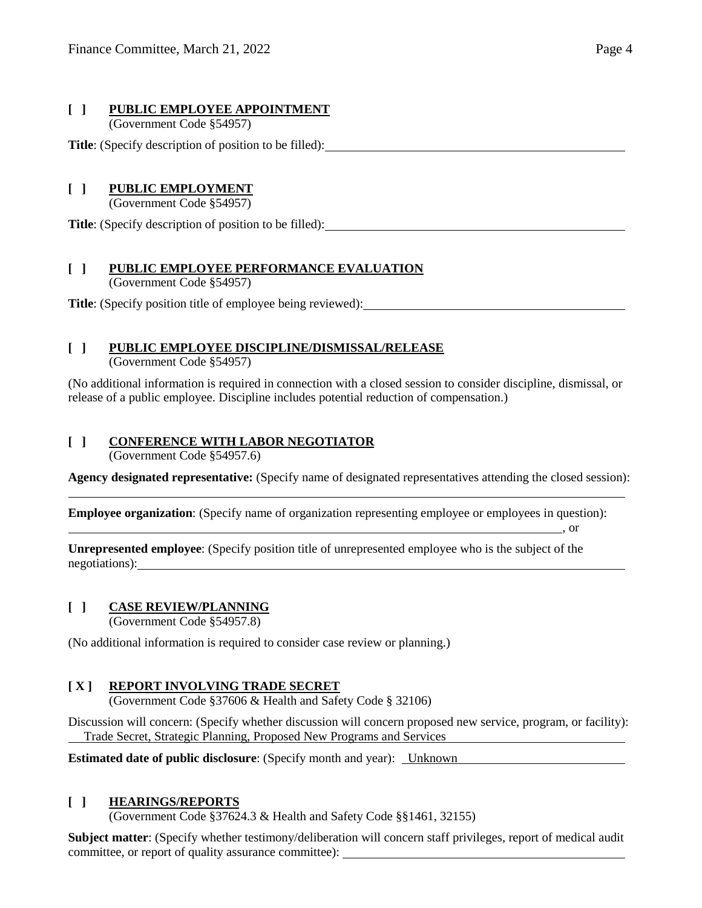**[ ] PUBLIC EMPLOYEE APPOINTMENT**
(Government Code §54957)

**Title**: (Specify description of position to be filled): ______________________________

**[ ] PUBLIC EMPLOYMENT**
(Government Code §54957)

**Title**: (Specify description of position to be filled): ______________________________

**[ ] PUBLIC EMPLOYEE PERFORMANCE EVALUATION**
(Government Code §54957)

**Title**: (Specify position title of employee being reviewed): ______________________________

**[ ] PUBLIC EMPLOYEE DISCIPLINE/DISMISSAL/RELEASE**
(Government Code §54957)

(No additional information is required in connection with a closed session to consider discipline, dismissal, or release of a public employee. Discipline includes potential reduction of compensation.)

**[ ] CONFERENCE WITH LABOR NEGOTIATOR**
(Government Code §54957.6)

**Agency designated representative:** (Specify name of designated representatives attending the closed session): ______________________________

**Employee organization**: (Specify name of organization representing employee or employees in question): ______________________________, or

**Unrepresented employee**: (Specify position title of unrepresented employee who is the subject of the negotiations): ______________________________

**[ ] CASE REVIEW/PLANNING**
(Government Code §54957.8)

(No additional information is required to consider case review or planning.)

**[ X ] REPORT INVOLVING TRADE SECRET**
(Government Code §37606 & Health and Safety Code § 32106)

Discussion will concern: (Specify whether discussion will concern proposed new service, program, or facility): Trade Secret, Strategic Planning, Proposed New Programs and Services

**Estimated date of public disclosure**: (Specify month and year): Unknown

**[ ] HEARINGS/REPORTS**
(Government Code §37624.3 & Health and Safety Code §§1461, 32155)

**Subject matter**: (Specify whether testimony/deliberation will concern staff privileges, report of medical audit committee, or report of quality assurance committee): ______________________________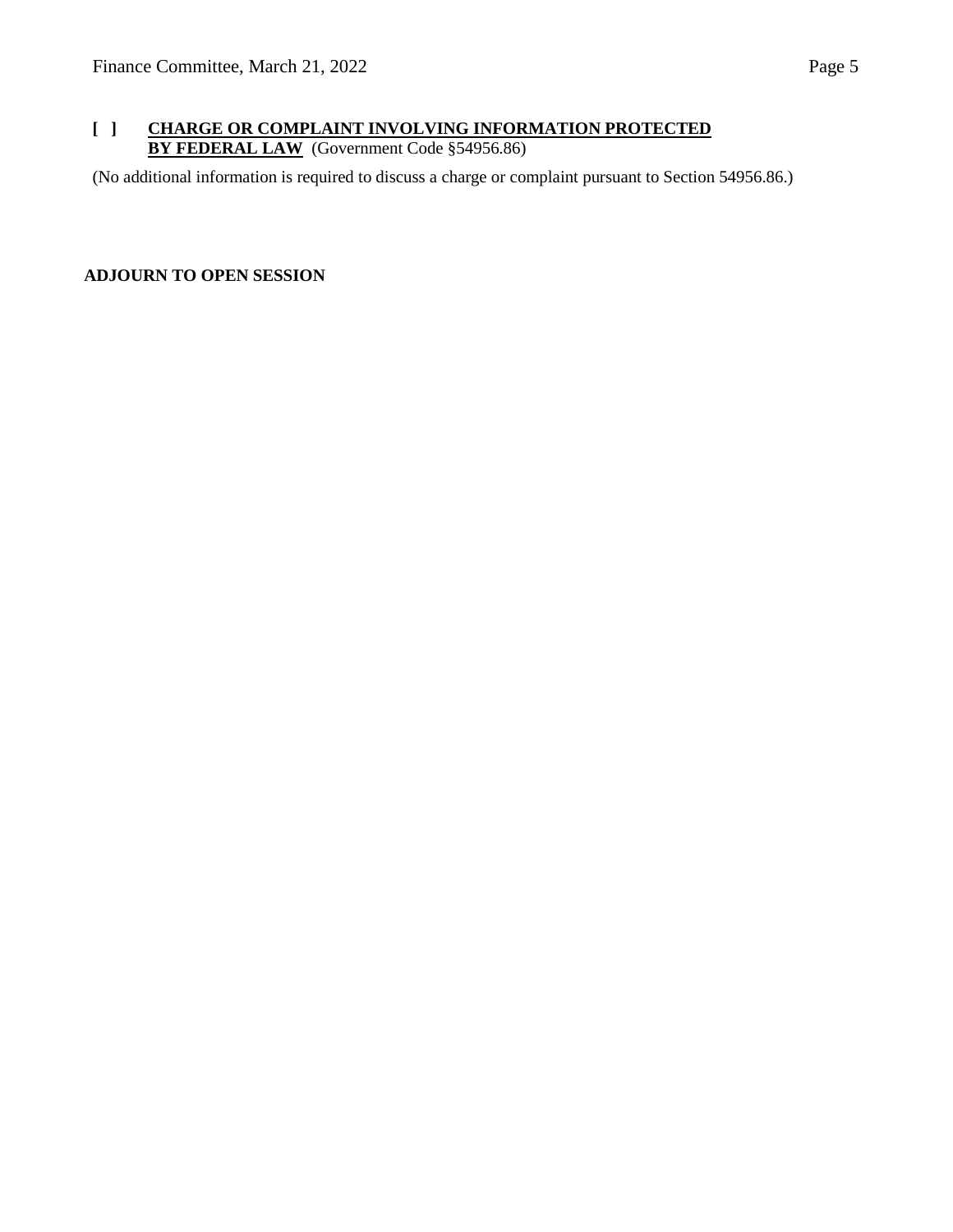[ ] **<u>CHARGE OR COMPLAINT INVOLVING INFORMATION PROTECTED BY FEDERAL LAW</u>** (Government Code §54956.86)

(No additional information is required to discuss a charge or complaint pursuant to Section 54956.86.)

**ADJOURN TO OPEN SESSION**